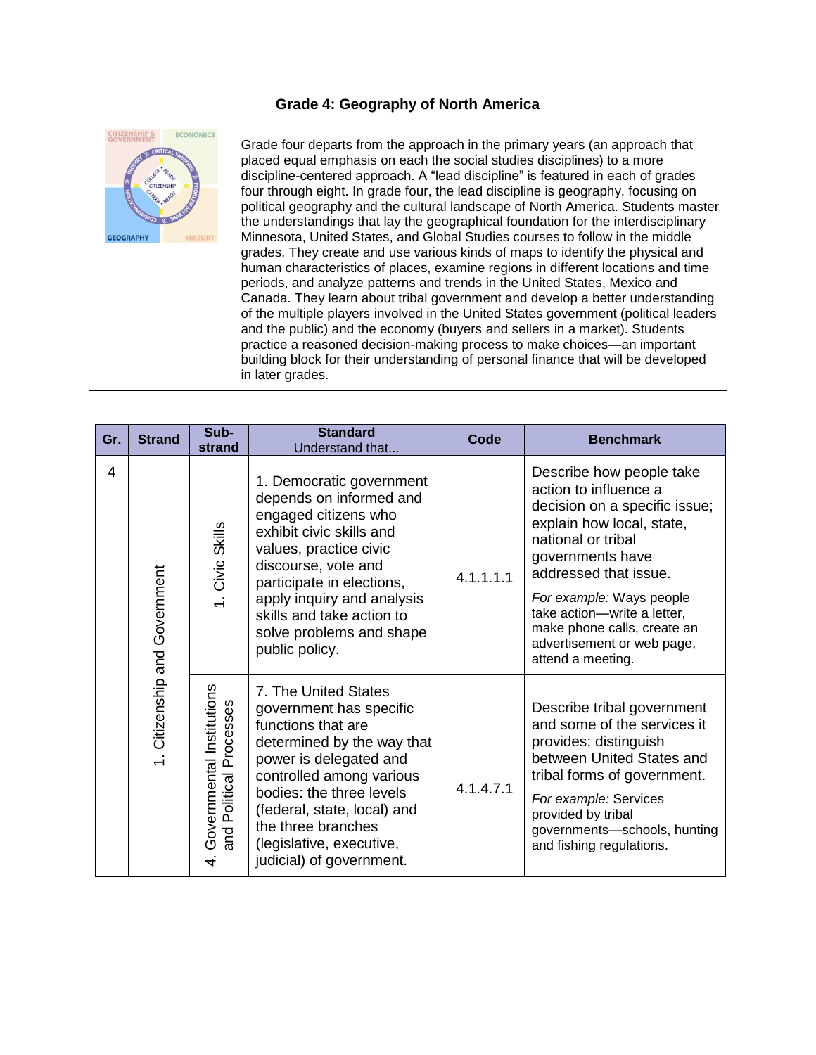# Grade 4: Geography of North America

Grade four departs from the approach in the primary years (an approach that placed equal emphasis on each the social studies disciplines) to a more discipline-centered approach. A "lead discipline" is featured in each of grades four through eight. In grade four, the lead discipline is geography, focusing on political geography and the cultural landscape of North America. Students master the understandings that lay the geographical foundation for the interdisciplinary Minnesota, United States, and Global Studies courses to follow in the middle grades. They create and use various kinds of maps to identify the physical and human characteristics of places, examine regions in different locations and time periods, and analyze patterns and trends in the United States, Mexico and Canada. They learn about tribal government and develop a better understanding of the multiple players involved in the United States government (political leaders and the public) and the economy (buyers and sellers in a market). Students practice a reasoned decision-making process to make choices—an important building block for their understanding of personal finance that will be developed in later grades.

| Gr. | Strand | Sub-strand | Standard<br>Understand that... | Code | Benchmark |
|---|---|---|---|---|---|
| 4 | 1. Citizenship and Government | 1. Civic Skills | 1. Democratic government depends on informed and engaged citizens who exhibit civic skills and values, practice civic discourse, vote and participate in elections, apply inquiry and analysis skills and take action to solve problems and shape public policy. | 4.1.1.1.1 | Describe how people take action to influence a decision on a specific issue; explain how local, state, national or tribal governments have addressed that issue.<br>*For example:* Ways people take action—write a letter, make phone calls, create an advertisement or web page, attend a meeting. |
| | | 4. Governmental Institutions and Political Processes | 7. The United States government has specific functions that are determined by the way that power is delegated and controlled among various bodies: the three levels (federal, state, local) and the three branches (legislative, executive, judicial) of government. | 4.1.4.7.1 | Describe tribal government and some of the services it provides; distinguish between United States and tribal forms of government.<br>*For example:* Services provided by tribal governments—schools, hunting and fishing regulations. |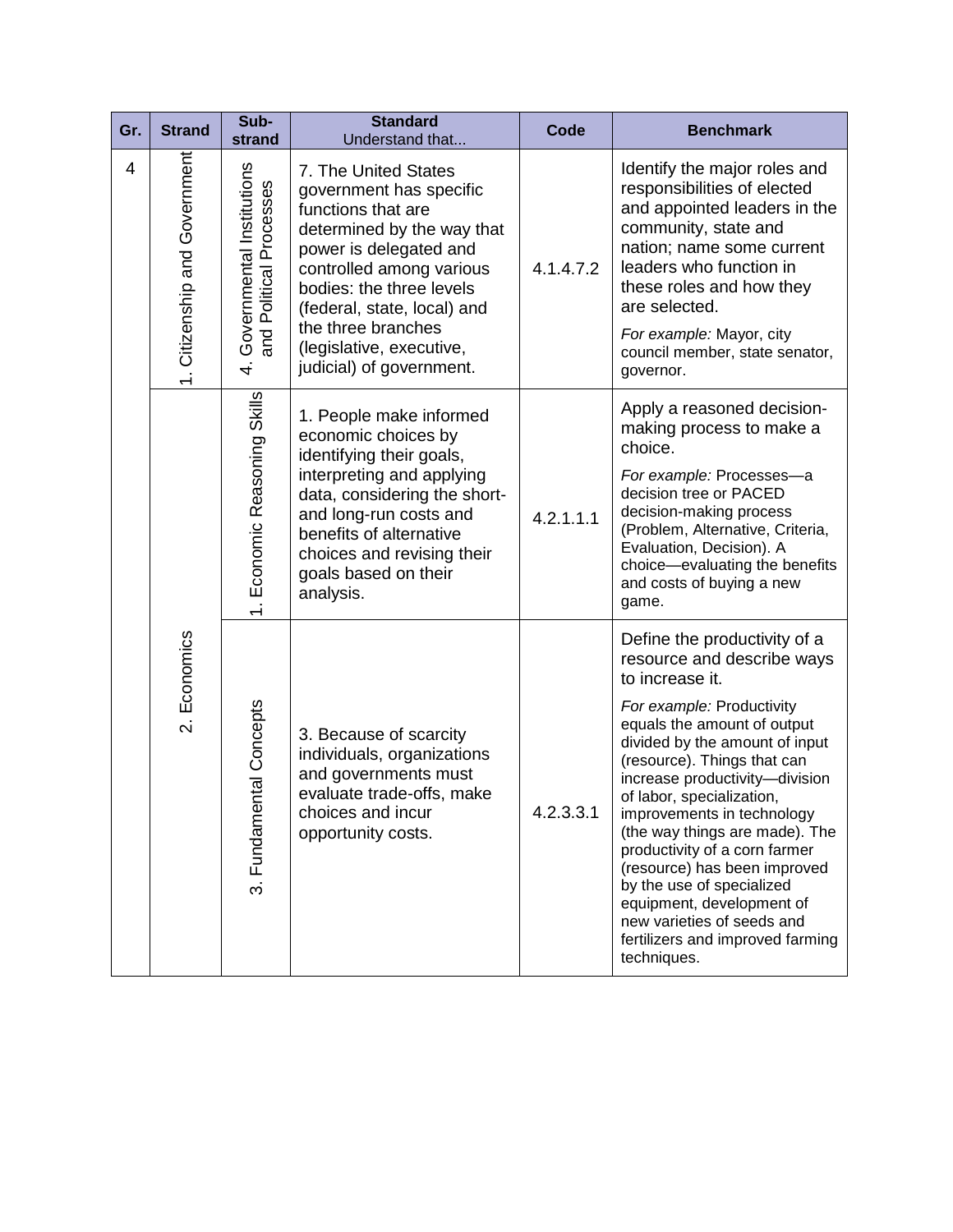| Gr. | Strand | Sub-strand | Standard<br>Understand that... | Code | Benchmark |
|---|---|---|---|---|---|
| 4 | 1. Citizenship and Government | 4. Governmental Institutions and Political Processes | 7. The United States government has specific functions that are determined by the way that power is delegated and controlled among various bodies: the three levels (federal, state, local) and the three branches (legislative, executive, judicial) of government. | 4.1.4.7.2 | Identify the major roles and responsibilities of elected and appointed leaders in the community, state and nation; name some current leaders who function in these roles and how they are selected.<br>*For example:* Mayor, city council member, state senator, governor. |
| | 2. Economics | 1. Economic Reasoning Skills | 1. People make informed economic choices by identifying their goals, interpreting and applying data, considering the short- and long-run costs and benefits of alternative choices and revising their goals based on their analysis. | 4.2.1.1.1 | Apply a reasoned decision-making process to make a choice.<br>*For example:* Processes—a decision tree or PACED decision-making process (Problem, Alternative, Criteria, Evaluation, Decision). A choice—evaluating the benefits and costs of buying a new game. |
| | | 3. Fundamental Concepts | 3. Because of scarcity individuals, organizations and governments must evaluate trade-offs, make choices and incur opportunity costs. | 4.2.3.3.1 | Define the productivity of a resource and describe ways to increase it.<br>*For example:* Productivity equals the amount of output divided by the amount of input (resource). Things that can increase productivity—division of labor, specialization, improvements in technology (the way things are made). The productivity of a corn farmer (resource) has been improved by the use of specialized equipment, development of new varieties of seeds and fertilizers and improved farming techniques. |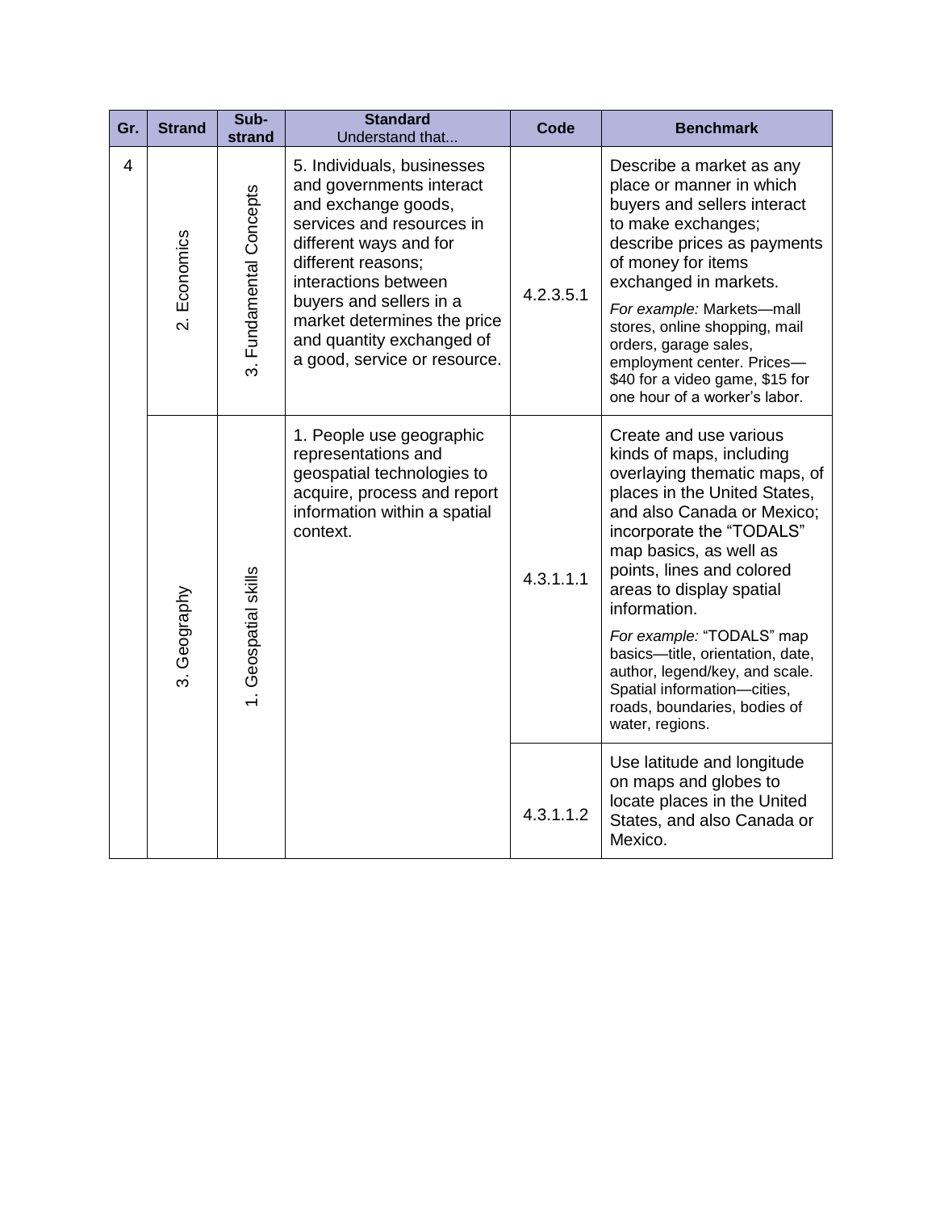| Gr. | Strand | Sub-strand | Standard<br>Understand that... | Code | Benchmark |
|---|---|---|---|---|---|
| 4 | 2. Economics | 3. Fundamental Concepts | 5. Individuals, businesses and governments interact and exchange goods, services and resources in different ways and for different reasons; interactions between buyers and sellers in a market determines the price and quantity exchanged of a good, service or resource. | 4.2.3.5.1 | Describe a market as any place or manner in which buyers and sellers interact to make exchanges; describe prices as payments of money for items exchanged in markets.<br>*For example:* Markets—mall stores, online shopping, mail orders, garage sales, employment center. Prices—$40 for a video game, $15 for one hour of a worker's labor. |
| | 3. Geography | 1. Geospatial skills | 1. People use geographic representations and geospatial technologies to acquire, process and report information within a spatial context. | 4.3.1.1.1 | Create and use various kinds of maps, including overlaying thematic maps, of places in the United States, and also Canada or Mexico; incorporate the "TODALS" map basics, as well as points, lines and colored areas to display spatial information.<br>*For example:* "TODALS" map basics—title, orientation, date, author, legend/key, and scale. Spatial information—cities, roads, boundaries, bodies of water, regions. |
| | | | | 4.3.1.1.2 | Use latitude and longitude on maps and globes to locate places in the United States, and also Canada or Mexico. |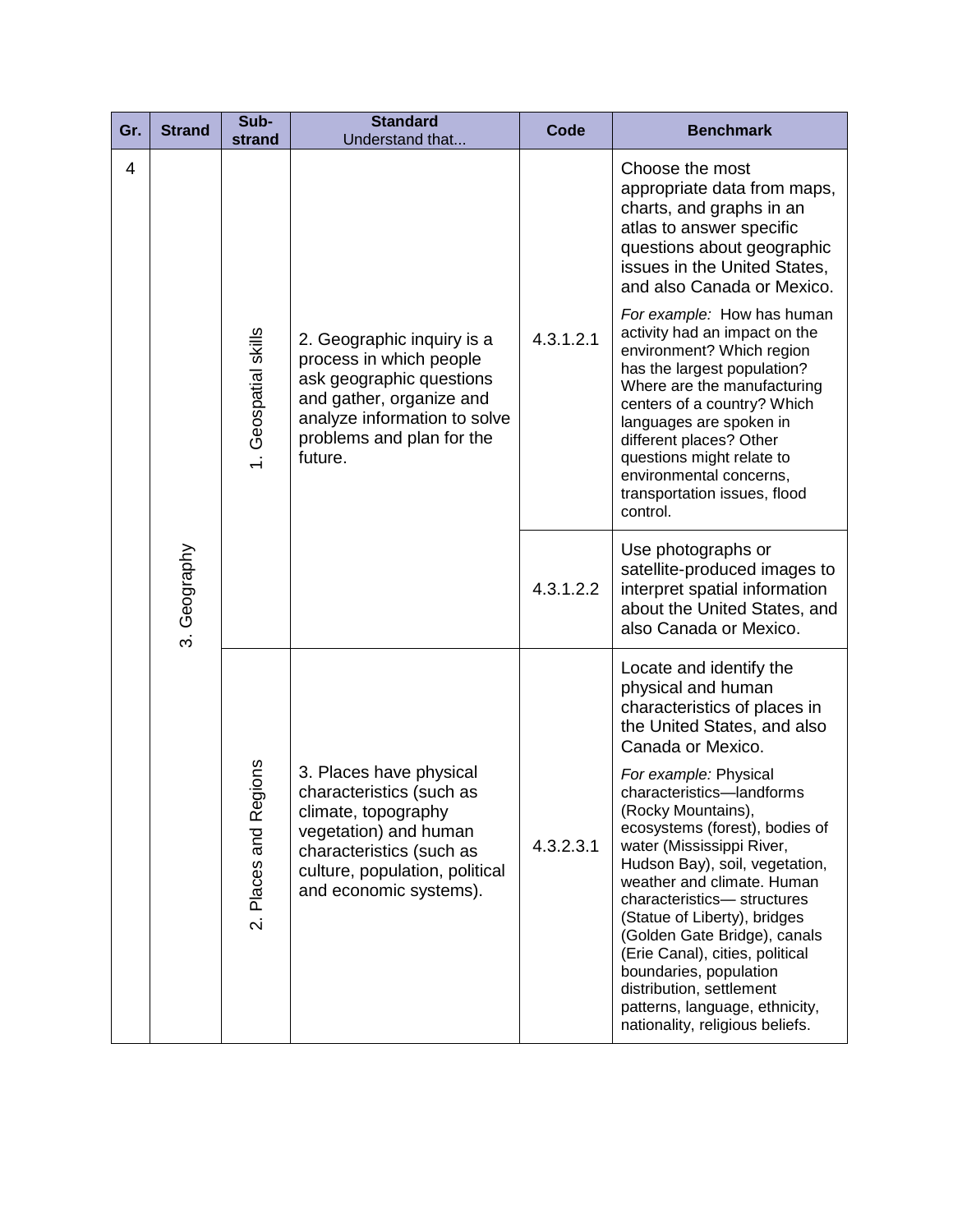| Gr. | Strand | Sub-strand | Standard Understand that... | Code | Benchmark |
| --- | --- | --- | --- | --- | --- |
| 4 | 3. Geography | 1. Geospatial skills | 2. Geographic inquiry is a process in which people ask geographic questions and gather, organize and analyze information to solve problems and plan for the future. | 4.3.1.2.1 | Choose the most appropriate data from maps, charts, and graphs in an atlas to answer specific questions about geographic issues in the United States, and also Canada or Mexico. *For example:* How has human activity had an impact on the environment? Which region has the largest population? Where are the manufacturing centers of a country? Which languages are spoken in different places? Other questions might relate to environmental concerns, transportation issues, flood control. |
| | | | | 4.3.1.2.2 | Use photographs or satellite-produced images to interpret spatial information about the United States, and also Canada or Mexico. |
| | | 2. Places and Regions | 3. Places have physical characteristics (such as climate, topography vegetation) and human characteristics (such as culture, population, political and economic systems). | 4.3.2.3.1 | Locate and identify the physical and human characteristics of places in the United States, and also Canada or Mexico. *For example:* Physical characteristics—landforms (Rocky Mountains), ecosystems (forest), bodies of water (Mississippi River, Hudson Bay), soil, vegetation, weather and climate. Human characteristics— structures (Statue of Liberty), bridges (Golden Gate Bridge), canals (Erie Canal), cities, political boundaries, population distribution, settlement patterns, language, ethnicity, nationality, religious beliefs. |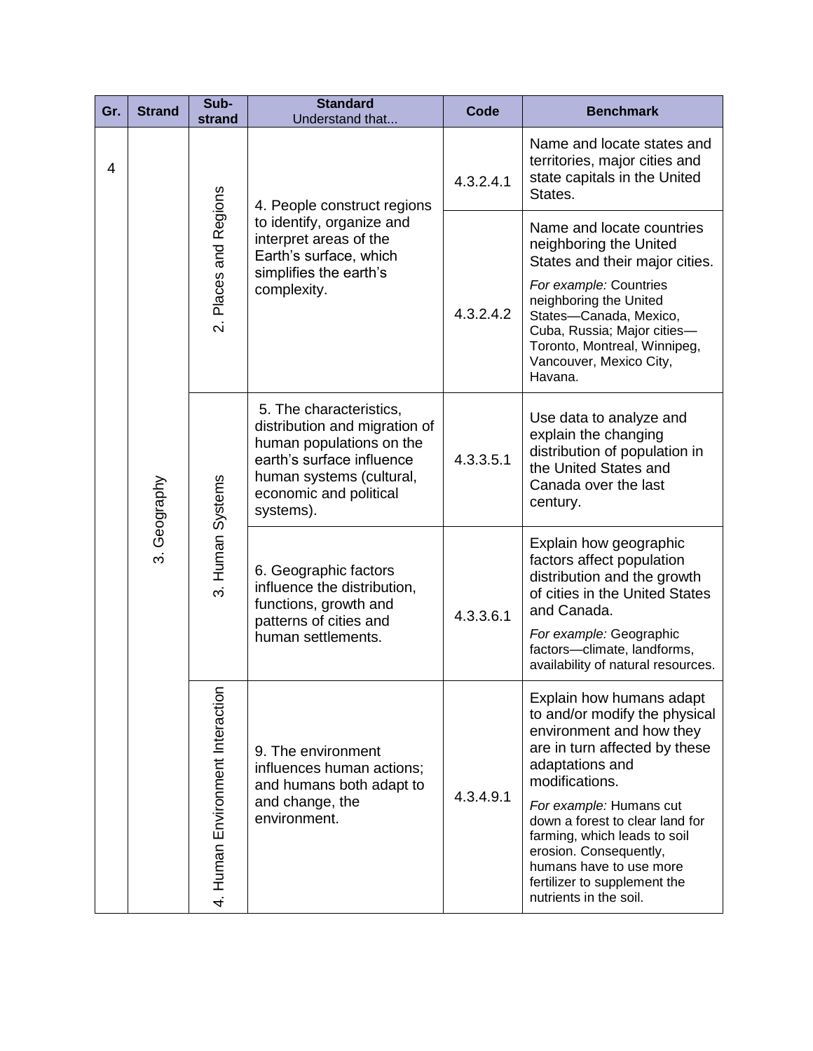| Gr. | Strand | Sub-strand | Standard<br>Understand that... | Code | Benchmark |
|---|---|---|---|---|---|
| 4 | 3. Geography | 2. Places and Regions | 4. People construct regions to identify, organize and interpret areas of the Earth's surface, which simplifies the earth's complexity. | 4.3.2.4.1 | Name and locate states and territories, major cities and state capitals in the United States. |
| | | | | 4.3.2.4.2 | Name and locate countries neighboring the United States and their major cities.<br>*For example:* Countries neighboring the United States—Canada, Mexico, Cuba, Russia; Major cities—Toronto, Montreal, Winnipeg, Vancouver, Mexico City, Havana. |
| | | 3. Human Systems | 5. The characteristics, distribution and migration of human populations on the earth's surface influence human systems (cultural, economic and political systems). | 4.3.3.5.1 | Use data to analyze and explain the changing distribution of population in the United States and Canada over the last century. |
| | | | 6. Geographic factors influence the distribution, functions, growth and patterns of cities and human settlements. | 4.3.3.6.1 | Explain how geographic factors affect population distribution and the growth of cities in the United States and Canada.<br>*For example:* Geographic factors—climate, landforms, availability of natural resources. |
| | | 4. Human Environment Interaction | 9. The environment influences human actions; and humans both adapt to and change, the environment. | 4.3.4.9.1 | Explain how humans adapt to and/or modify the physical environment and how they are in turn affected by these adaptations and modifications.<br>*For example:* Humans cut down a forest to clear land for farming, which leads to soil erosion. Consequently, humans have to use more fertilizer to supplement the nutrients in the soil. |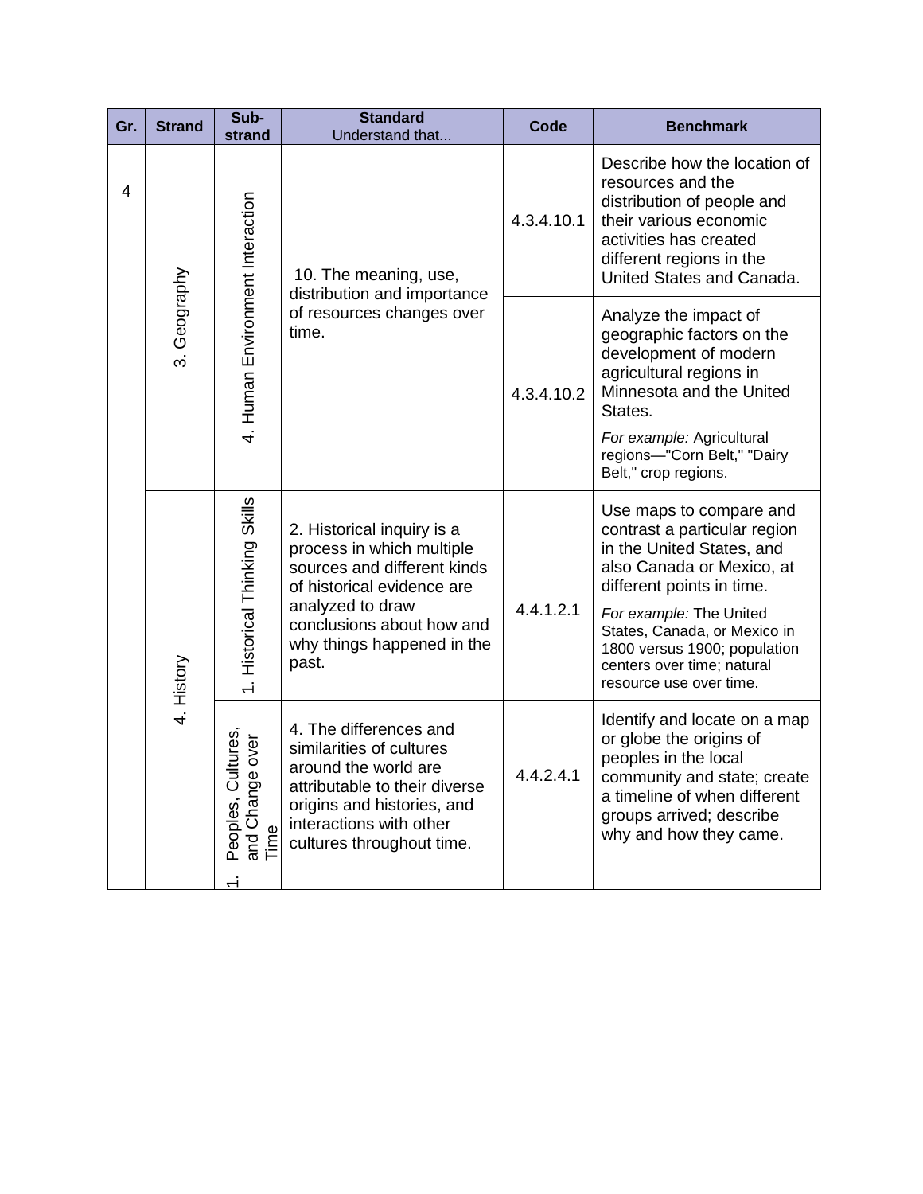| Gr. | Strand | Sub-strand | Standard Understand that... | Code | Benchmark |
|---|---|---|---|---|---|
| 4 | 3. Geography | 4. Human Environment Interaction | 10. The meaning, use, distribution and importance of resources changes over time. | 4.3.4.10.1 | Describe how the location of resources and the distribution of people and their various economic activities has created different regions in the United States and Canada. |
| | | | | 4.3.4.10.2 | Analyze the impact of geographic factors on the development of modern agricultural regions in Minnesota and the United States. *For example:* Agricultural regions—"Corn Belt," "Dairy Belt," crop regions. |
| | 4. History | 1. Historical Thinking Skills | 2. Historical inquiry is a process in which multiple sources and different kinds of historical evidence are analyzed to draw conclusions about how and why things happened in the past. | 4.4.1.2.1 | Use maps to compare and contrast a particular region in the United States, and also Canada or Mexico, at different points in time. *For example:* The United States, Canada, or Mexico in 1800 versus 1900; population centers over time; natural resource use over time. |
| | | 1. Peoples, Cultures, and Change over Time | 4. The differences and similarities of cultures around the world are attributable to their diverse origins and histories, and interactions with other cultures throughout time. | 4.4.2.4.1 | Identify and locate on a map or globe the origins of peoples in the local community and state; create a timeline of when different groups arrived; describe why and how they came. |